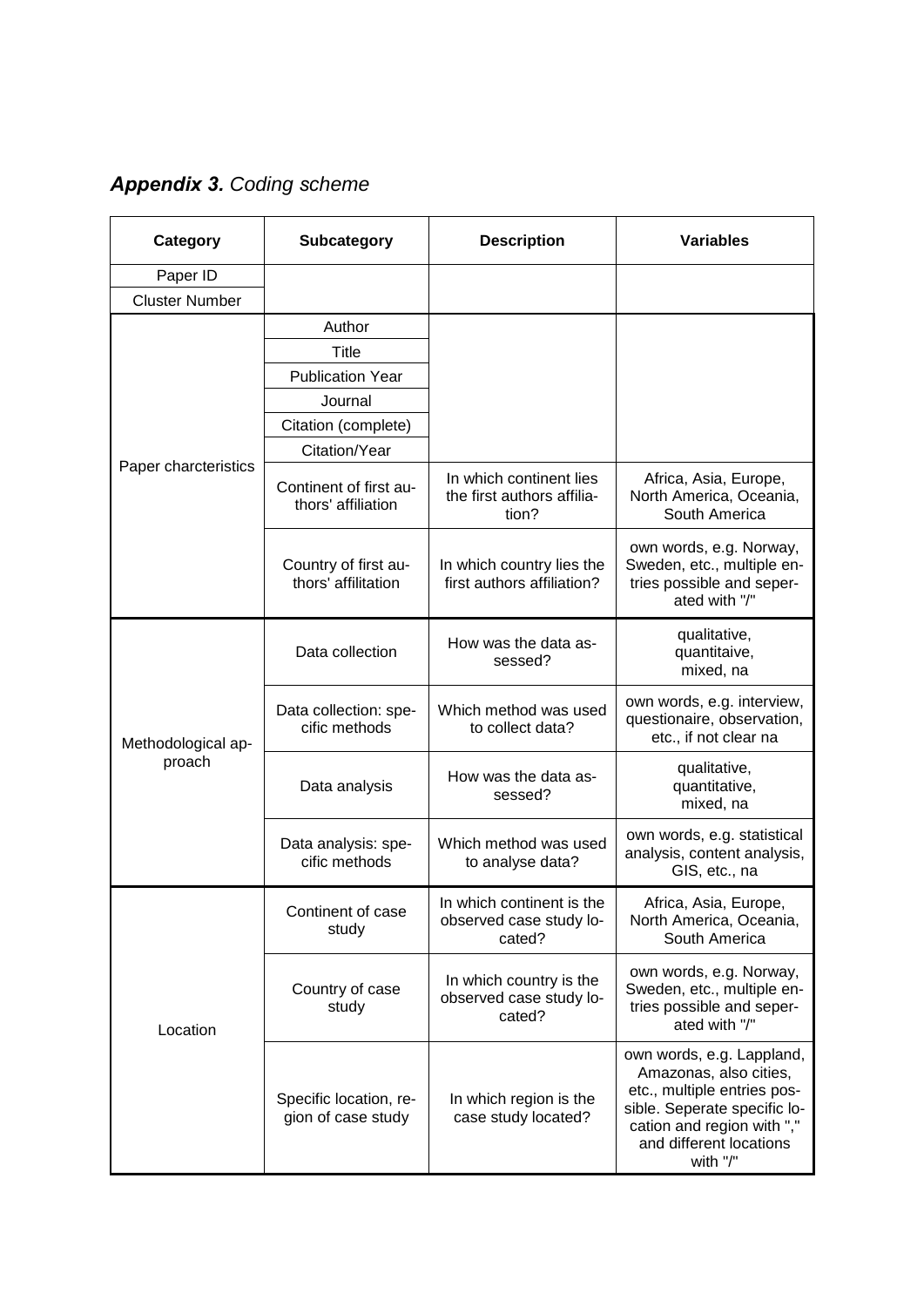## ***Appendix 3.*** *Coding scheme*

| Category | Subcategory | Description | Variables |
|---|---|---|---|
| Paper ID | | | |
| Cluster Number | | | |
| Paper charcteristics | Author | | |
| | Title | | |
| | Publication Year | | |
| | Journal | | |
| | Citation (complete) | | |
| | Citation/Year | | |
| | Continent of first authors' affiliation | In which continent lies the first authors affiliation? | Africa, Asia, Europe, North America, Oceania, South America |
| | Country of first authors' affilitation | In which country lies the first authors affiliation? | own words, e.g. Norway, Sweden, etc., multiple entries possible and seperated with "/" |
| Methodological approach | Data collection | How was the data assessed? | qualitative, quantitaive, mixed, na |
| | Data collection: specific methods | Which method was used to collect data? | own words, e.g. interview, questionaire, observation, etc., if not clear na |
| | Data analysis | How was the data assessed? | qualitative, quantitative, mixed, na |
| | Data analysis: specific methods | Which method was used to analyse data? | own words, e.g. statistical analysis, content analysis, GIS, etc., na |
| Location | Continent of case study | In which continent is the observed case study located? | Africa, Asia, Europe, North America, Oceania, South America |
| | Country of case study | In which country is the observed case study located? | own words, e.g. Norway, Sweden, etc., multiple entries possible and seperated with "/" |
| | Specific location, region of case study | In which region is the case study located? | own words, e.g. Lappland, Amazonas, also cities, etc., multiple entries possible. Seperate specific location and region with "," and different locations with "/" |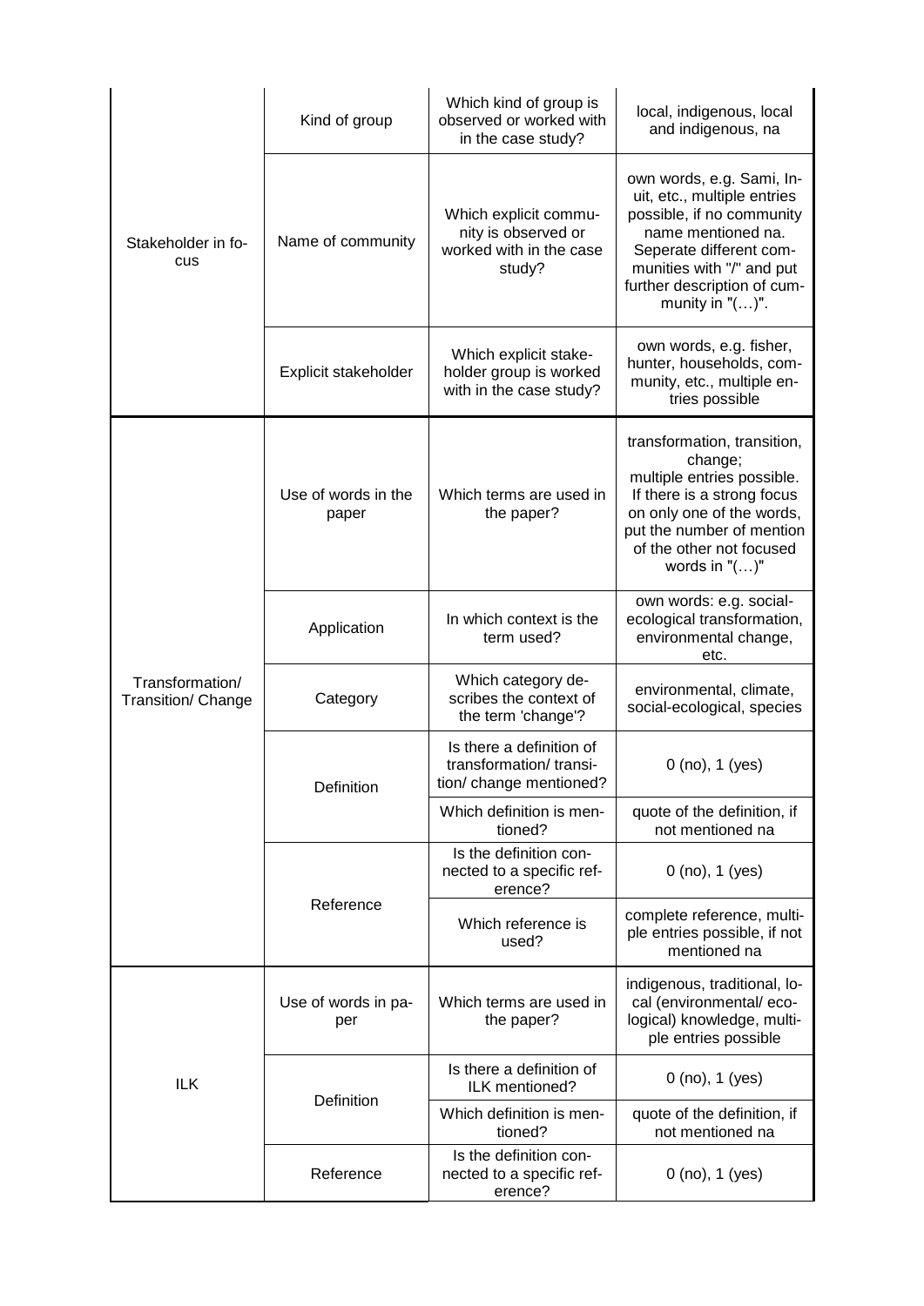| | | | |
|---|---|---|---|
| Stakeholder in focus | Kind of group | Which kind of group is observed or worked with in the case study? | local, indigenous, local and indigenous, na |
| | Name of community | Which explicit community is observed or worked with in the case study? | own words, e.g. Sami, Inuit, etc., multiple entries possible, if no community name mentioned na. Seperate different communities with "/" and put further description of cummunity in "(…)". |
| | Explicit stakeholder | Which explicit stakeholder group is worked with in the case study? | own words, e.g. fisher, hunter, households, community, etc., multiple entries possible |
| Transformation/ Transition/ Change | Use of words in the paper | Which terms are used in the paper? | transformation, transition, change; multiple entries possible. If there is a strong focus on only one of the words, put the number of mention of the other not focused words in "(…)" |
| | Application | In which context is the term used? | own words: e.g. social-ecological transformation, environmental change, etc. |
| | Category | Which category describes the context of the term 'change'? | environmental, climate, social-ecological, species |
| | Definition | Is there a definition of transformation/ transition/ change mentioned? | 0 (no), 1 (yes) |
| | | Which definition is mentioned? | quote of the definition, if not mentioned na |
| | Reference | Is the definition connected to a specific reference? | 0 (no), 1 (yes) |
| | | Which reference is used? | complete reference, multiple entries possible, if not mentioned na |
| ILK | Use of words in paper | Which terms are used in the paper? | indigenous, traditional, local (environmental/ ecological) knowledge, multiple entries possible |
| | Definition | Is there a definition of ILK mentioned? | 0 (no), 1 (yes) |
| | | Which definition is mentioned? | quote of the definition, if not mentioned na |
| | Reference | Is the definition connected to a specific reference? | 0 (no), 1 (yes) |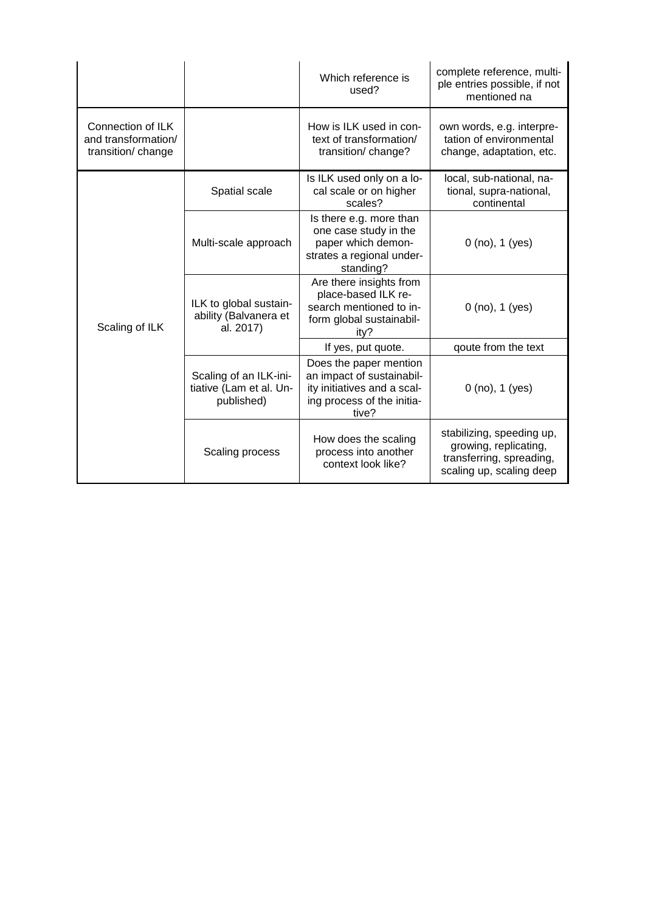| | | | |
|---|---|---|---|
| | | Which reference is used? | complete reference, multiple entries possible, if not mentioned na |
| Connection of ILK and transformation/ transition/ change | | How is ILK used in context of transformation/ transition/ change? | own words, e.g. interpretation of environmental change, adaptation, etc. |
| Scaling of ILK | Spatial scale | Is ILK used only on a local scale or on higher scales? | local, sub-national, national, supra-national, continental |
| | Multi-scale approach | Is there e.g. more than one case study in the paper which demonstrates a regional understanding? | 0 (no), 1 (yes) |
| | ILK to global sustainability (Balvanera et al. 2017) | Are there insights from place-based ILK research mentioned to inform global sustainability? | 0 (no), 1 (yes) |
| | | If yes, put quote. | qoute from the text |
| | Scaling of an ILK-initiative (Lam et al. Unpublished) | Does the paper mention an impact of sustainability initiatives and a scaling process of the initiative? | 0 (no), 1 (yes) |
| | Scaling process | How does the scaling process into another context look like? | stabilizing, speeding up, growing, replicating, transferring, spreading, scaling up, scaling deep |